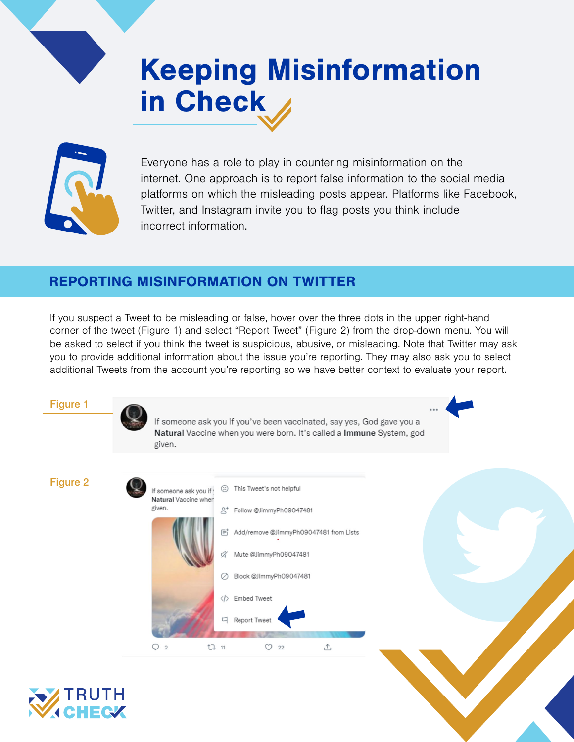# Keeping Misinformation in Check

Everyone has a role to play in countering misinformation on the internet. One approach is to report false information to the social media platforms on which the misleading posts appear. Platforms like Facebook, Twitter, and Instagram invite you to flag posts you think include incorrect information.

## REPORTING MISINFORMATION ON TWITTER

If you suspect a Tweet to be misleading or false, hover over the three dots in the upper right-hand corner of the tweet (Figure 1) and select "Report Tweet" (Figure 2) from the drop-down menu. You will be asked to select if you think the tweet is suspicious, abusive, or misleading. Note that Twitter may ask you to provide additional information about the issue you're reporting. They may also ask you to select additional Tweets from the account you're reporting so we have better context to evaluate your report.

**Figure 1**

If someone ask you if you've been vaccinated, say yes, God gave you a **Natural** Vaccine when you were born. It's called a **Immune** System, god given.

**Figure 2**

- This Tweet's not helpful
- Follow @JimmyPh09047481
- Add/remove @JimmyPh09047481 from Lists
- Mute @JimmyPh09047481
- Block @JimmyPh09047481
- Embed Tweet
- Report Tweet

TRUTH CHECK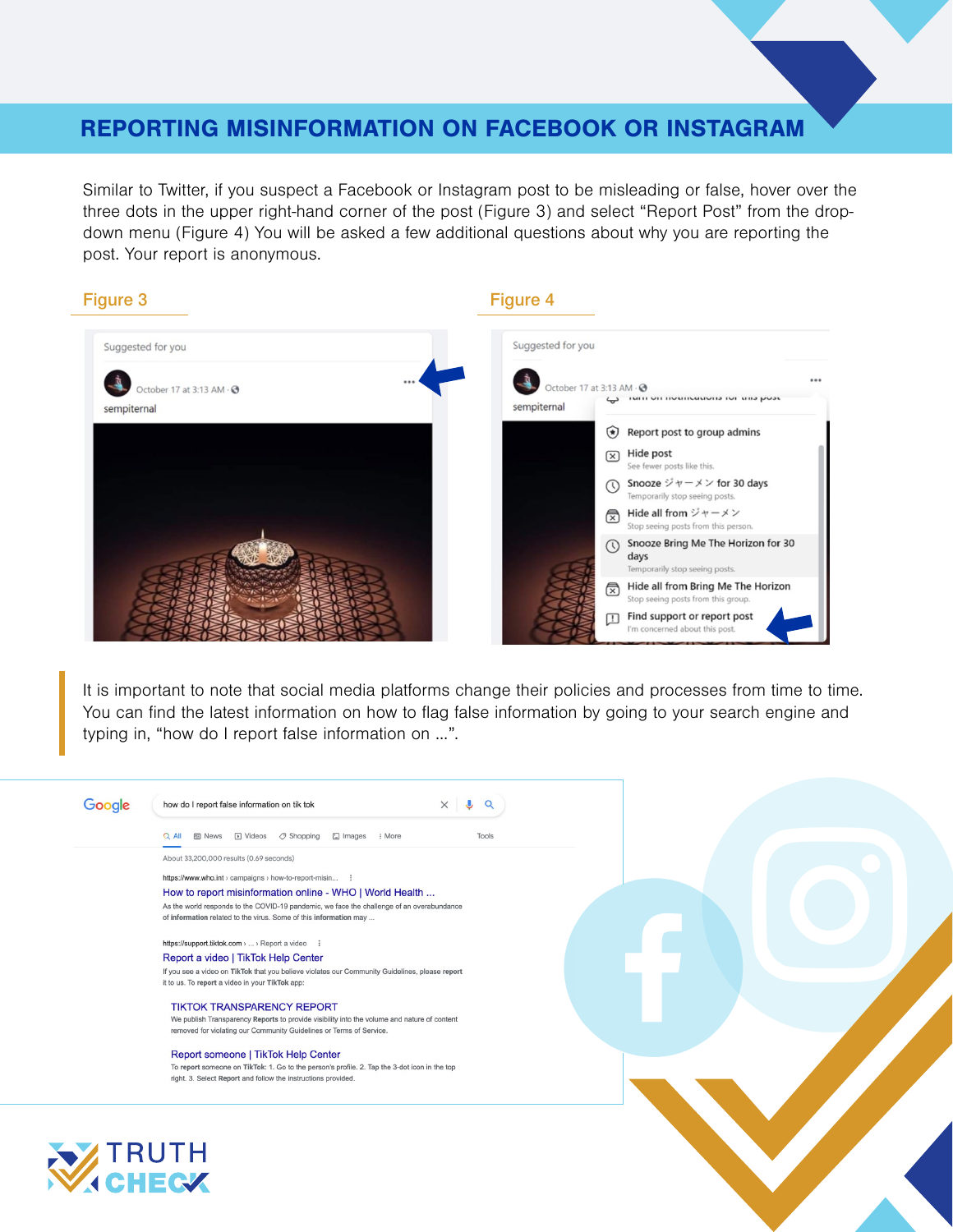## REPORTING MISINFORMATION ON FACEBOOK OR INSTAGRAM

Similar to Twitter, if you suspect a Facebook or Instagram post to be misleading or false, hover over the three dots in the upper right-hand corner of the post (Figure 3) and select “Report Post” from the drop-down menu (Figure 4) You will be asked a few additional questions about why you are reporting the post. Your report is anonymous.

Figure 3

Figure 4

It is important to note that social media platforms change their policies and processes from time to time. You can find the latest information on how to flag false information by going to your search engine and typing in, “how do I report false information on …”.